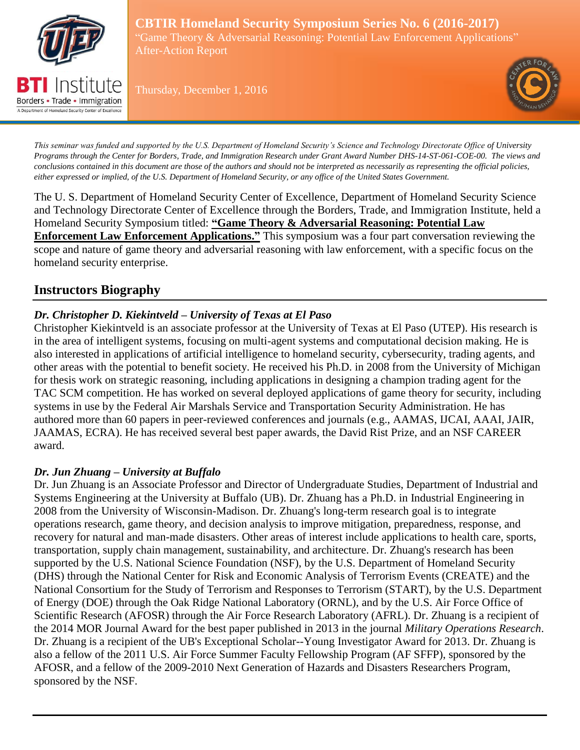# CBTIR Homeland Security Symposium Series No. 6 (2016-2017)

"Game Theory & Adversarial Reasoning: Potential Law Enforcement Applications"

After-Action Report

Thursday, December 1, 2016

*This seminar was funded and supported by the U.S. Department of Homeland Security's Science and Technology Directorate Office of University Programs through the Center for Borders, Trade, and Immigration Research under Grant Award Number DHS-14-ST-061-COE-00. The views and conclusions contained in this document are those of the authors and should not be interpreted as necessarily as representing the official policies, either expressed or implied, of the U.S. Department of Homeland Security, or any office of the United States Government.*

The U. S. Department of Homeland Security Center of Excellence, Department of Homeland Security Science and Technology Directorate Center of Excellence through the Borders, Trade, and Immigration Institute, held a Homeland Security Symposium titled: **"Game Theory & Adversarial Reasoning: Potential Law Enforcement Law Enforcement Applications."** This symposium was a four part conversation reviewing the scope and nature of game theory and adversarial reasoning with law enforcement, with a specific focus on the homeland security enterprise.

## Instructors Biography

***Dr. Christopher D. Kiekintveld – University of Texas at El Paso***

Christopher Kiekintveld is an associate professor at the University of Texas at El Paso (UTEP). His research is in the area of intelligent systems, focusing on multi-agent systems and computational decision making. He is also interested in applications of artificial intelligence to homeland security, cybersecurity, trading agents, and other areas with the potential to benefit society. He received his Ph.D. in 2008 from the University of Michigan for thesis work on strategic reasoning, including applications in designing a champion trading agent for the TAC SCM competition. He has worked on several deployed applications of game theory for security, including systems in use by the Federal Air Marshals Service and Transportation Security Administration. He has authored more than 60 papers in peer-reviewed conferences and journals (e.g., AAMAS, IJCAI, AAAI, JAIR, JAAMAS, ECRA). He has received several best paper awards, the David Rist Prize, and an NSF CAREER award.

***Dr. Jun Zhuang – University at Buffalo***

Dr. Jun Zhuang is an Associate Professor and Director of Undergraduate Studies, Department of Industrial and Systems Engineering at the University at Buffalo (UB). Dr. Zhuang has a Ph.D. in Industrial Engineering in 2008 from the University of Wisconsin-Madison. Dr. Zhuang's long-term research goal is to integrate operations research, game theory, and decision analysis to improve mitigation, preparedness, response, and recovery for natural and man-made disasters. Other areas of interest include applications to health care, sports, transportation, supply chain management, sustainability, and architecture. Dr. Zhuang's research has been supported by the U.S. National Science Foundation (NSF), by the U.S. Department of Homeland Security (DHS) through the National Center for Risk and Economic Analysis of Terrorism Events (CREATE) and the National Consortium for the Study of Terrorism and Responses to Terrorism (START), by the U.S. Department of Energy (DOE) through the Oak Ridge National Laboratory (ORNL), and by the U.S. Air Force Office of Scientific Research (AFOSR) through the Air Force Research Laboratory (AFRL). Dr. Zhuang is a recipient of the 2014 MOR Journal Award for the best paper published in 2013 in the journal *Military Operations Research*. Dr. Zhuang is a recipient of the UB's Exceptional Scholar--Young Investigator Award for 2013. Dr. Zhuang is also a fellow of the 2011 U.S. Air Force Summer Faculty Fellowship Program (AF SFFP), sponsored by the AFOSR, and a fellow of the 2009-2010 Next Generation of Hazards and Disasters Researchers Program, sponsored by the NSF.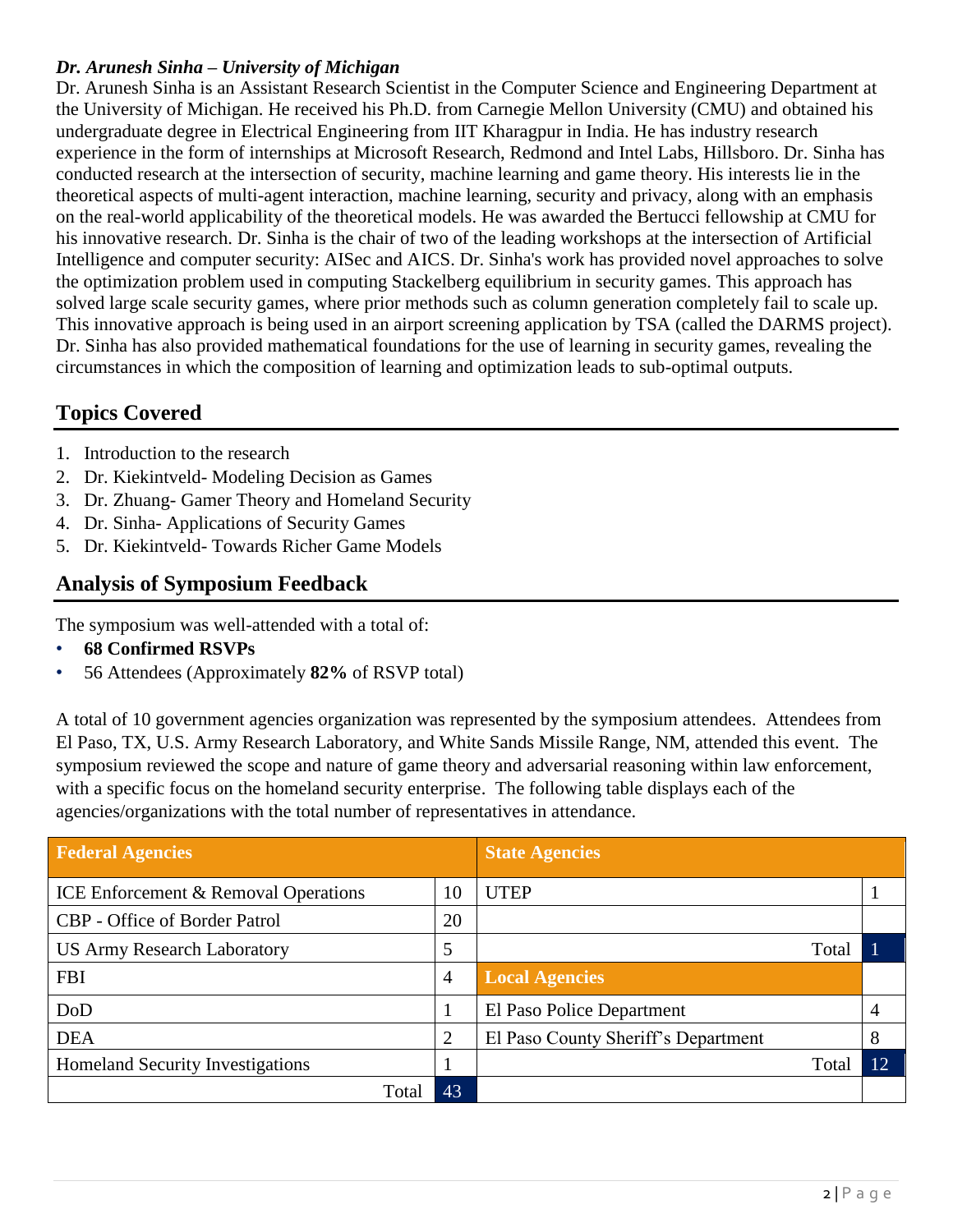***Dr. Arunesh Sinha – University of Michigan***

Dr. Arunesh Sinha is an Assistant Research Scientist in the Computer Science and Engineering Department at the University of Michigan. He received his Ph.D. from Carnegie Mellon University (CMU) and obtained his undergraduate degree in Electrical Engineering from IIT Kharagpur in India. He has industry research experience in the form of internships at Microsoft Research, Redmond and Intel Labs, Hillsboro. Dr. Sinha has conducted research at the intersection of security, machine learning and game theory. His interests lie in the theoretical aspects of multi-agent interaction, machine learning, security and privacy, along with an emphasis on the real-world applicability of the theoretical models. He was awarded the Bertucci fellowship at CMU for his innovative research. Dr. Sinha is the chair of two of the leading workshops at the intersection of Artificial Intelligence and computer security: AISec and AICS. Dr. Sinha's work has provided novel approaches to solve the optimization problem used in computing Stackelberg equilibrium in security games. This approach has solved large scale security games, where prior methods such as column generation completely fail to scale up. This innovative approach is being used in an airport screening application by TSA (called the DARMS project). Dr. Sinha has also provided mathematical foundations for the use of learning in security games, revealing the circumstances in which the composition of learning and optimization leads to sub-optimal outputs.

## Topics Covered

1. Introduction to the research
2. Dr. Kiekintveld- Modeling Decision as Games
3. Dr. Zhuang- Gamer Theory and Homeland Security
4. Dr. Sinha- Applications of Security Games
5. Dr. Kiekintveld- Towards Richer Game Models

## Analysis of Symposium Feedback

The symposium was well-attended with a total of:

- **68 Confirmed RSVPs**
- 56 Attendees (Approximately **82%** of RSVP total)

A total of 10 government agencies organization was represented by the symposium attendees. Attendees from El Paso, TX, U.S. Army Research Laboratory, and White Sands Missile Range, NM, attended this event. The symposium reviewed the scope and nature of game theory and adversarial reasoning within law enforcement, with a specific focus on the homeland security enterprise. The following table displays each of the agencies/organizations with the total number of representatives in attendance.

| Federal Agencies | | State Agencies | |
|---|---|---|---|
| ICE Enforcement & Removal Operations | 10 | UTEP | 1 |
| CBP - Office of Border Patrol | 20 | | |
| US Army Research Laboratory | 5 | Total | 1 |
| FBI | 4 | **Local Agencies** | |
| DoD | 1 | El Paso Police Department | 4 |
| DEA | 2 | El Paso County Sheriff's Department | 8 |
| Homeland Security Investigations | 1 | Total | 12 |
| Total | 43 | | |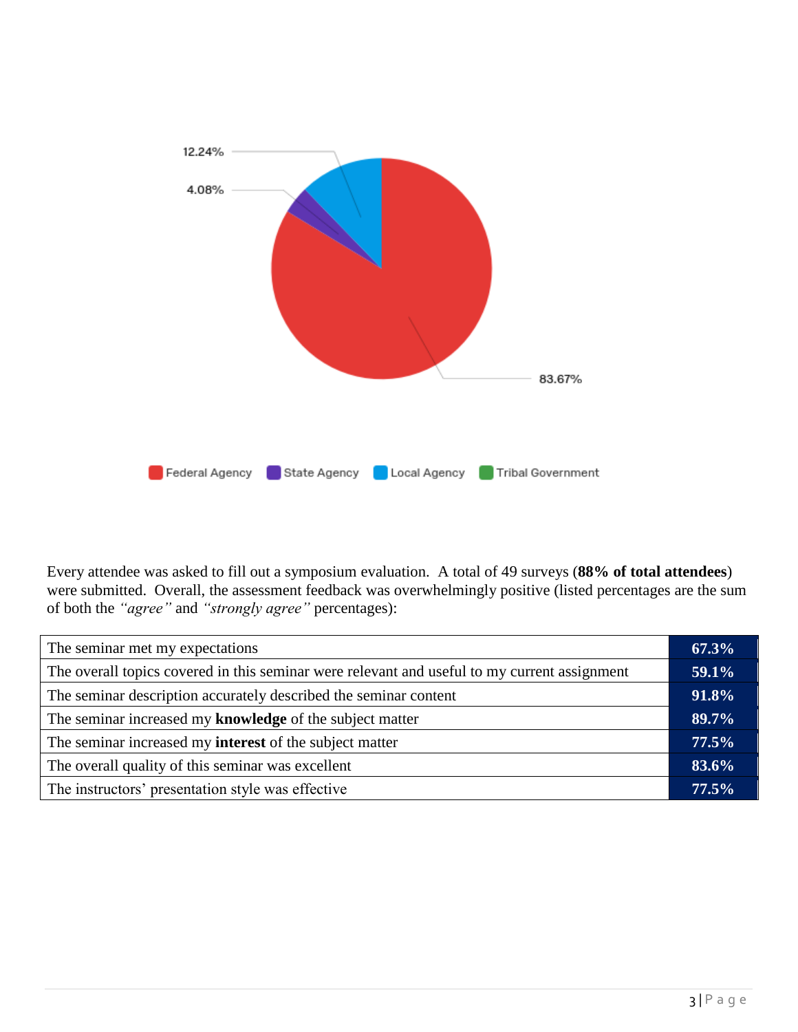12.24%

4.08%

83.67%

Federal Agency | State Agency | Local Agency | Tribal Government

Every attendee was asked to fill out a symposium evaluation. A total of 49 surveys (**88% of total attendees**) were submitted. Overall, the assessment feedback was overwhelmingly positive (listed percentages are the sum of both the *"agree"* and *"strongly agree"* percentages):

| | |
|---|---|
| The seminar met my expectations | **67.3%** |
| The overall topics covered in this seminar were relevant and useful to my current assignment | **59.1%** |
| The seminar description accurately described the seminar content | **91.8%** |
| The seminar increased my **knowledge** of the subject matter | **89.7%** |
| The seminar increased my **interest** of the subject matter | **77.5%** |
| The overall quality of this seminar was excellent | **83.6%** |
| The instructors' presentation style was effective | **77.5%** |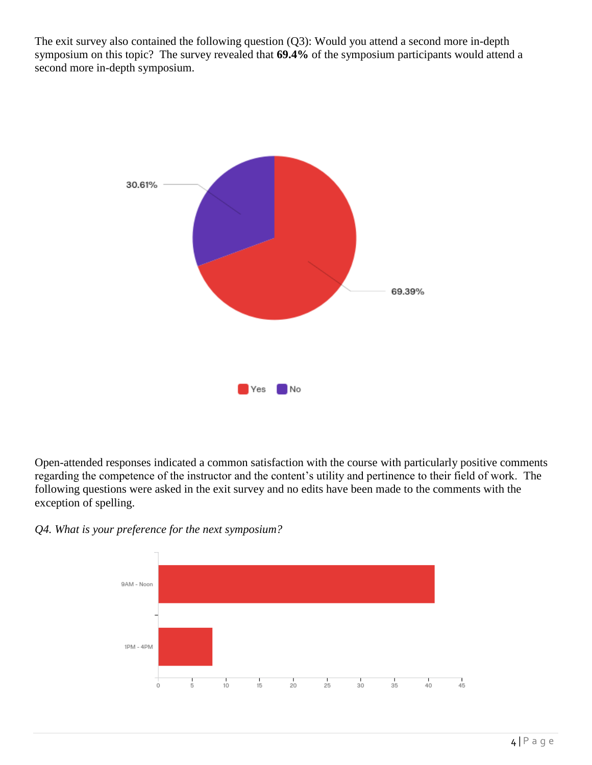The exit survey also contained the following question (Q3): Would you attend a second more in-depth symposium on this topic? The survey revealed that **69.4%** of the symposium participants would attend a second more in-depth symposium.

30.61%

69.39%

Yes No

Open-attended responses indicated a common satisfaction with the course with particularly positive comments regarding the competence of the instructor and the content's utility and pertinence to their field of work. The following questions were asked in the exit survey and no edits have been made to the comments with the exception of spelling.

*Q4. What is your preference for the next symposium?*

9AM - Noon

1PM - 4PM

0 5 10 15 20 25 30 35 40 45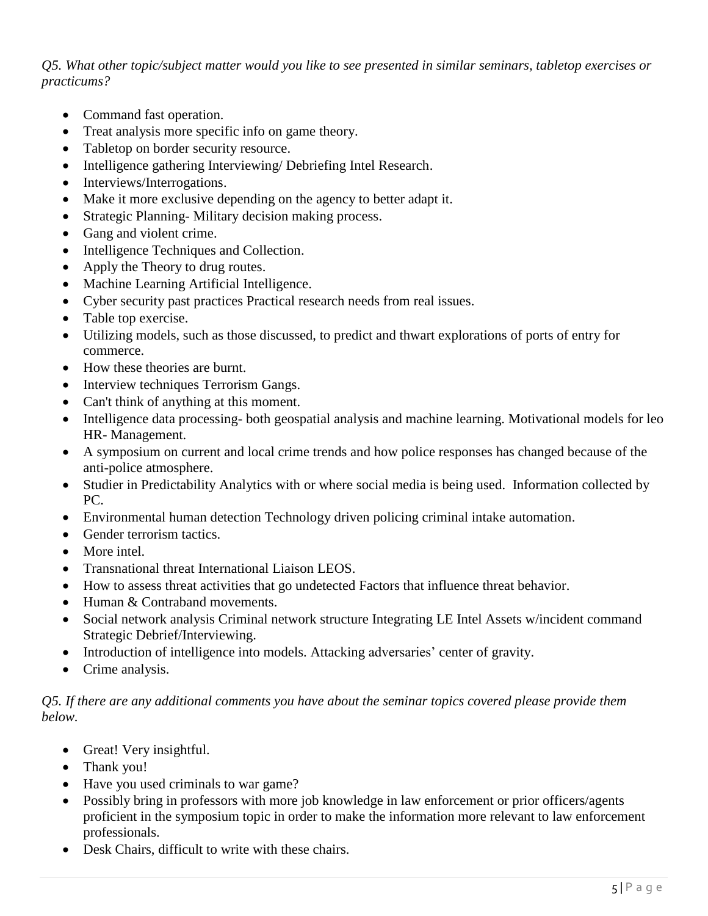*Q5. What other topic/subject matter would you like to see presented in similar seminars, tabletop exercises or practicums?*

- Command fast operation.
- Treat analysis more specific info on game theory.
- Tabletop on border security resource.
- Intelligence gathering Interviewing/ Debriefing Intel Research.
- Interviews/Interrogations.
- Make it more exclusive depending on the agency to better adapt it.
- Strategic Planning- Military decision making process.
- Gang and violent crime.
- Intelligence Techniques and Collection.
- Apply the Theory to drug routes.
- Machine Learning Artificial Intelligence.
- Cyber security past practices Practical research needs from real issues.
- Table top exercise.
- Utilizing models, such as those discussed, to predict and thwart explorations of ports of entry for commerce.
- How these theories are burnt.
- Interview techniques Terrorism Gangs.
- Can't think of anything at this moment.
- Intelligence data processing- both geospatial analysis and machine learning. Motivational models for leo HR- Management.
- A symposium on current and local crime trends and how police responses has changed because of the anti-police atmosphere.
- Studier in Predictability Analytics with or where social media is being used. Information collected by PC.
- Environmental human detection Technology driven policing criminal intake automation.
- Gender terrorism tactics.
- More intel.
- Transnational threat International Liaison LEOS.
- How to assess threat activities that go undetected Factors that influence threat behavior.
- Human & Contraband movements.
- Social network analysis Criminal network structure Integrating LE Intel Assets w/incident command Strategic Debrief/Interviewing.
- Introduction of intelligence into models. Attacking adversaries' center of gravity.
- Crime analysis.

*Q5. If there are any additional comments you have about the seminar topics covered please provide them below.*

- Great! Very insightful.
- Thank you!
- Have you used criminals to war game?
- Possibly bring in professors with more job knowledge in law enforcement or prior officers/agents proficient in the symposium topic in order to make the information more relevant to law enforcement professionals.
- Desk Chairs, difficult to write with these chairs.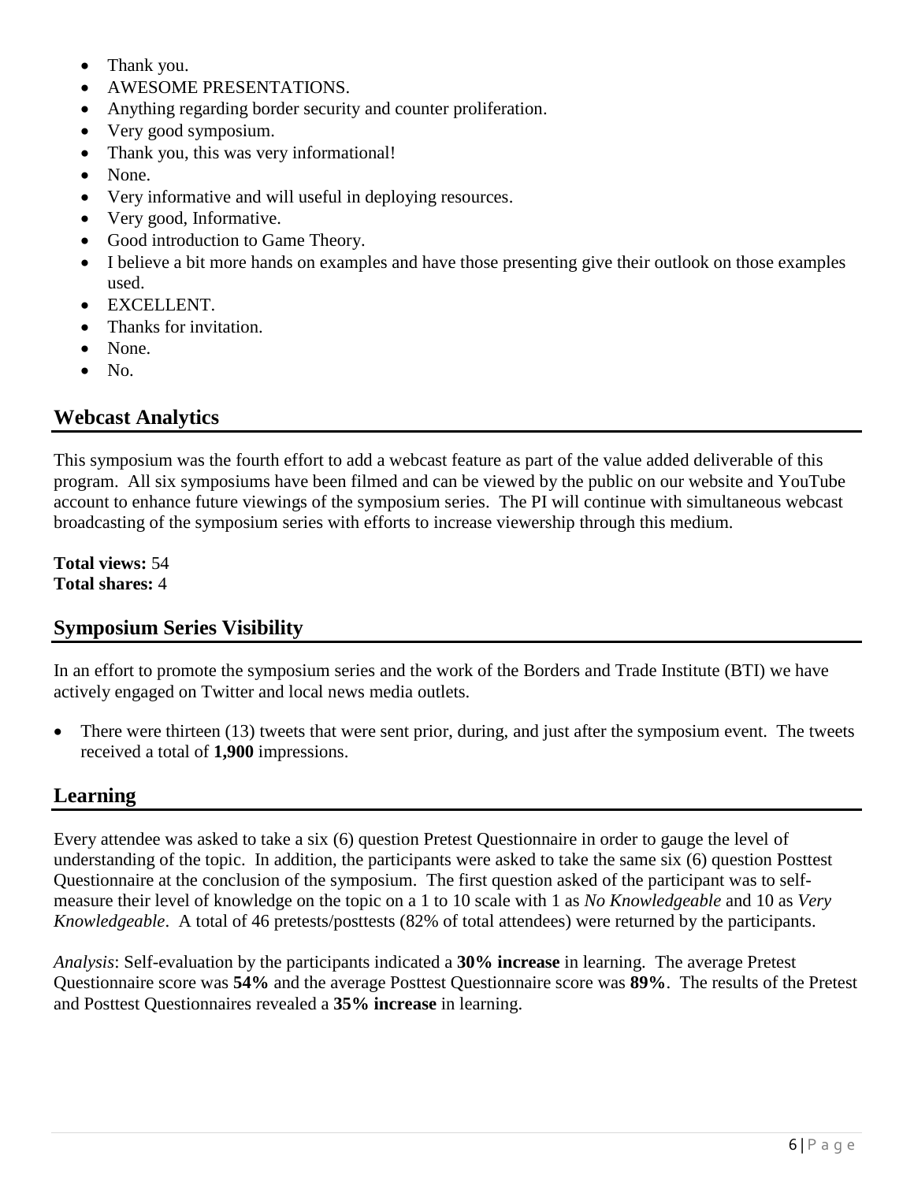- Thank you.
- AWESOME PRESENTATIONS.
- Anything regarding border security and counter proliferation.
- Very good symposium.
- Thank you, this was very informational!
- None.
- Very informative and will useful in deploying resources.
- Very good, Informative.
- Good introduction to Game Theory.
- I believe a bit more hands on examples and have those presenting give their outlook on those examples used.
- EXCELLENT.
- Thanks for invitation.
- None.
- No.

## Webcast Analytics

This symposium was the fourth effort to add a webcast feature as part of the value added deliverable of this program. All six symposiums have been filmed and can be viewed by the public on our website and YouTube account to enhance future viewings of the symposium series. The PI will continue with simultaneous webcast broadcasting of the symposium series with efforts to increase viewership through this medium.

**Total views:** 54
**Total shares:** 4

## Symposium Series Visibility

In an effort to promote the symposium series and the work of the Borders and Trade Institute (BTI) we have actively engaged on Twitter and local news media outlets.

- There were thirteen (13) tweets that were sent prior, during, and just after the symposium event. The tweets received a total of **1,900** impressions.

## Learning

Every attendee was asked to take a six (6) question Pretest Questionnaire in order to gauge the level of understanding of the topic. In addition, the participants were asked to take the same six (6) question Posttest Questionnaire at the conclusion of the symposium. The first question asked of the participant was to self-measure their level of knowledge on the topic on a 1 to 10 scale with 1 as *No Knowledgeable* and 10 as *Very Knowledgeable*. A total of 46 pretests/posttests (82% of total attendees) were returned by the participants.

*Analysis*: Self-evaluation by the participants indicated a **30% increase** in learning. The average Pretest Questionnaire score was **54%** and the average Posttest Questionnaire score was **89%**. The results of the Pretest and Posttest Questionnaires revealed a **35% increase** in learning.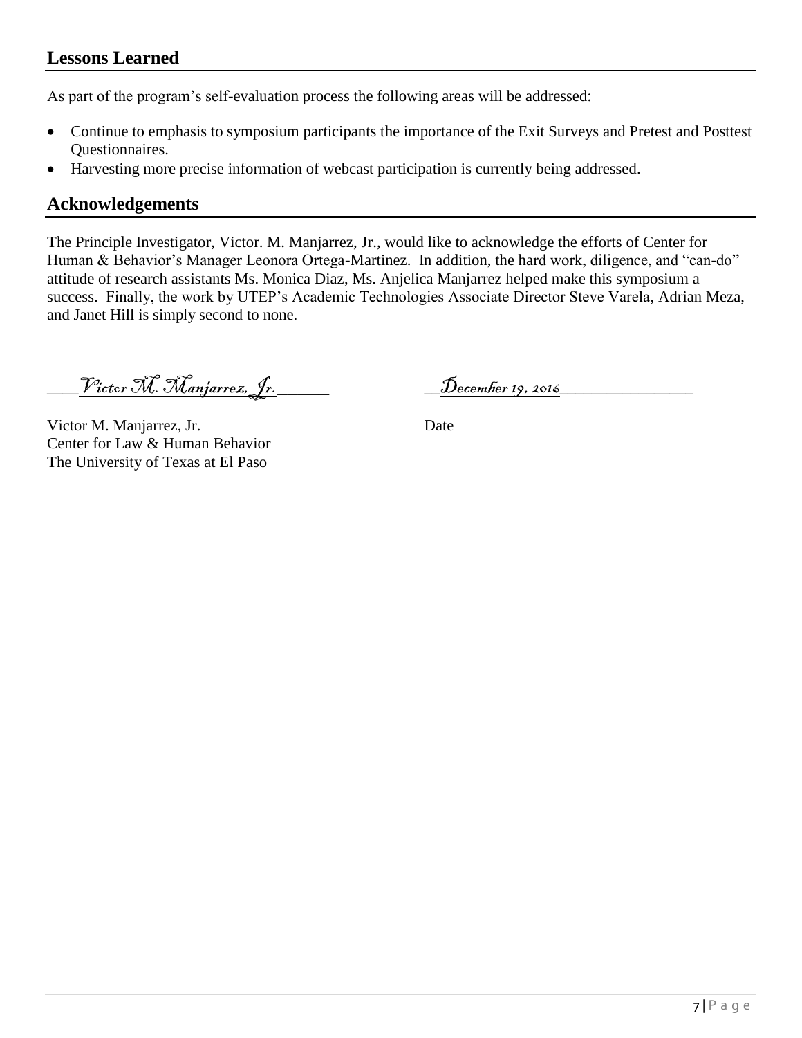## Lessons Learned

As part of the program's self-evaluation process the following areas will be addressed:

- Continue to emphasis to symposium participants the importance of the Exit Surveys and Pretest and Posttest Questionnaires.
- Harvesting more precise information of webcast participation is currently being addressed.

## Acknowledgements

The Principle Investigator, Victor. M. Manjarrez, Jr., would like to acknowledge the efforts of Center for Human & Behavior's Manager Leonora Ortega-Martinez. In addition, the hard work, diligence, and "can-do" attitude of research assistants Ms. Monica Diaz, Ms. Anjelica Manjarrez helped make this symposium a success. Finally, the work by UTEP's Academic Technologies Associate Director Steve Varela, Adrian Meza, and Janet Hill is simply second to none.

*Victor M. Manjarrez, Jr.* *December 19, 2016*

Victor M. Manjarrez, Jr.
Center for Law & Human Behavior
The University of Texas at El Paso

Date